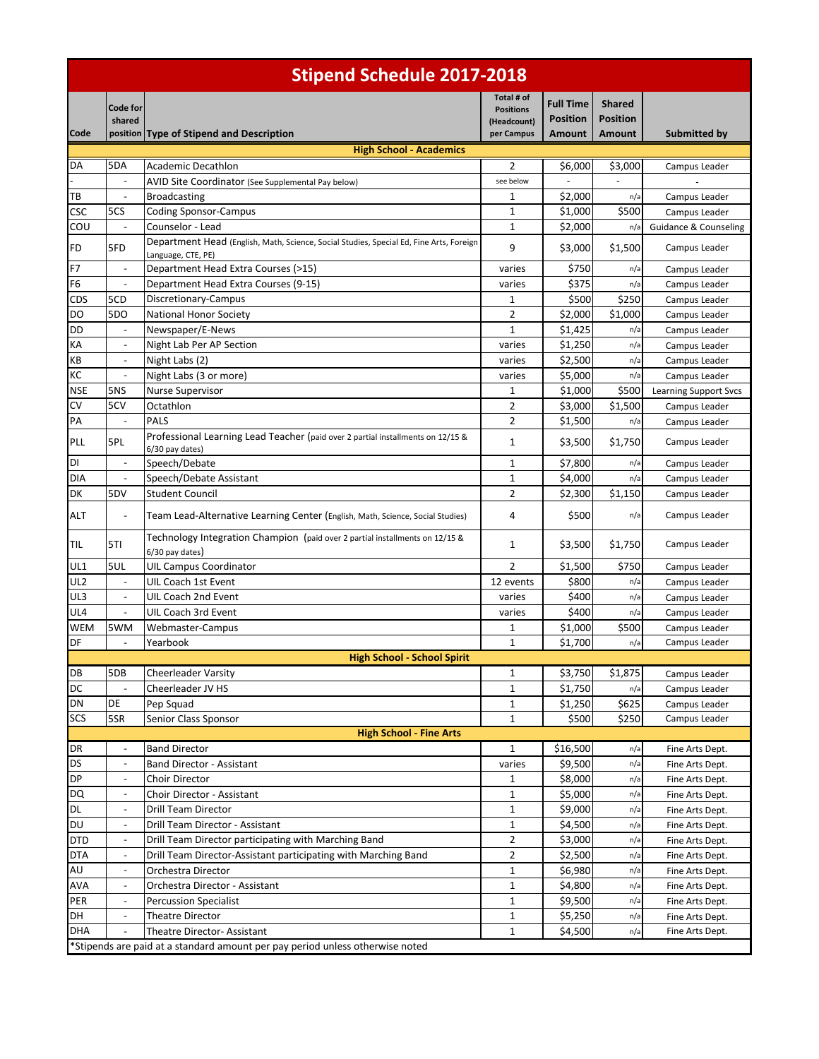# Stipend Schedule 2017-2018

| Code | Code for shared position | Type of Stipend and Description | Total # of Positions (Headcount) per Campus | Full Time Position Amount | Shared Position Amount | Submitted by |
|---|---|---|---|---|---|---|
| **High School - Academics** | | | | | | |
| DA | 5DA | Academic Decathlon | 2 | $6,000 | $3,000 | Campus Leader |
| - | - | AVID Site Coordinator (See Supplemental Pay below) | see below | - | - | - |
| TB | - | Broadcasting | 1 | $2,000 | n/a | Campus Leader |
| CSC | 5CS | Coding Sponsor-Campus | 1 | $1,000 | $500 | Campus Leader |
| COU | - | Counselor - Lead | 1 | $2,000 | n/a | Guidance & Counseling |
| FD | 5FD | Department Head (English, Math, Science, Social Studies, Special Ed, Fine Arts, Foreign Language, CTE, PE) | 9 | $3,000 | $1,500 | Campus Leader |
| F7 | - | Department Head Extra Courses (>15) | varies | $750 | n/a | Campus Leader |
| F6 | - | Department Head Extra Courses (9-15) | varies | $375 | n/a | Campus Leader |
| CDS | 5CD | Discretionary-Campus | 1 | $500 | $250 | Campus Leader |
| DO | 5DO | National Honor Society | 2 | $2,000 | $1,000 | Campus Leader |
| DD | - | Newspaper/E-News | 1 | $1,425 | n/a | Campus Leader |
| KA | - | Night Lab Per AP Section | varies | $1,250 | n/a | Campus Leader |
| KB | - | Night Labs (2) | varies | $2,500 | n/a | Campus Leader |
| KC | - | Night Labs (3 or more) | varies | $5,000 | n/a | Campus Leader |
| NSE | 5NS | Nurse Supervisor | 1 | $1,000 | $500 | Learning Support Svcs |
| CV | 5CV | Octathlon | 2 | $3,000 | $1,500 | Campus Leader |
| PA | - | PALS | 2 | $1,500 | n/a | Campus Leader |
| PLL | 5PL | Professional Learning Lead Teacher (paid over 2 partial installments on 12/15 & 6/30 pay dates) | 1 | $3,500 | $1,750 | Campus Leader |
| DI | - | Speech/Debate | 1 | $7,800 | n/a | Campus Leader |
| DIA | - | Speech/Debate Assistant | 1 | $4,000 | n/a | Campus Leader |
| DK | 5DV | Student Council | 2 | $2,300 | $1,150 | Campus Leader |
| ALT | - | Team Lead-Alternative Learning Center (English, Math, Science, Social Studies) | 4 | $500 | n/a | Campus Leader |
| TIL | 5TI | Technology Integration Champion (paid over 2 partial installments on 12/15 & 6/30 pay dates) | 1 | $3,500 | $1,750 | Campus Leader |
| UL1 | 5UL | UIL Campus Coordinator | 2 | $1,500 | $750 | Campus Leader |
| UL2 | - | UIL Coach 1st Event | 12 events | $800 | n/a | Campus Leader |
| UL3 | - | UIL Coach 2nd Event | varies | $400 | n/a | Campus Leader |
| UL4 | - | UIL Coach 3rd Event | varies | $400 | n/a | Campus Leader |
| WEM | 5WM | Webmaster-Campus | 1 | $1,000 | $500 | Campus Leader |
| DF | - | Yearbook | 1 | $1,700 | n/a | Campus Leader |
| **High School - School Spirit** | | | | | | |
| DB | 5DB | Cheerleader Varsity | 1 | $3,750 | $1,875 | Campus Leader |
| DC | - | Cheerleader JV HS | 1 | $1,750 | n/a | Campus Leader |
| DN | DE | Pep Squad | 1 | $1,250 | $625 | Campus Leader |
| SCS | 5SR | Senior Class Sponsor | 1 | $500 | $250 | Campus Leader |
| **High School - Fine Arts** | | | | | | |
| DR | - | Band Director | 1 | $16,500 | n/a | Fine Arts Dept. |
| DS | - | Band Director - Assistant | varies | $9,500 | n/a | Fine Arts Dept. |
| DP | - | Choir Director | 1 | $8,000 | n/a | Fine Arts Dept. |
| DQ | - | Choir Director - Assistant | 1 | $5,000 | n/a | Fine Arts Dept. |
| DL | - | Drill Team Director | 1 | $9,000 | n/a | Fine Arts Dept. |
| DU | - | Drill Team Director - Assistant | 1 | $4,500 | n/a | Fine Arts Dept. |
| DTD | - | Drill Team Director participating with Marching Band | 2 | $3,000 | n/a | Fine Arts Dept. |
| DTA | - | Drill Team Director-Assistant participating with Marching Band | 2 | $2,500 | n/a | Fine Arts Dept. |
| AU | - | Orchestra Director | 1 | $6,980 | n/a | Fine Arts Dept. |
| AVA | - | Orchestra Director - Assistant | 1 | $4,800 | n/a | Fine Arts Dept. |
| PER | - | Percussion Specialist | 1 | $9,500 | n/a | Fine Arts Dept. |
| DH | - | Theatre Director | 1 | $5,250 | n/a | Fine Arts Dept. |
| DHA | - | Theatre Director- Assistant | 1 | $4,500 | n/a | Fine Arts Dept. |

*Stipends are paid at a standard amount per pay period unless otherwise noted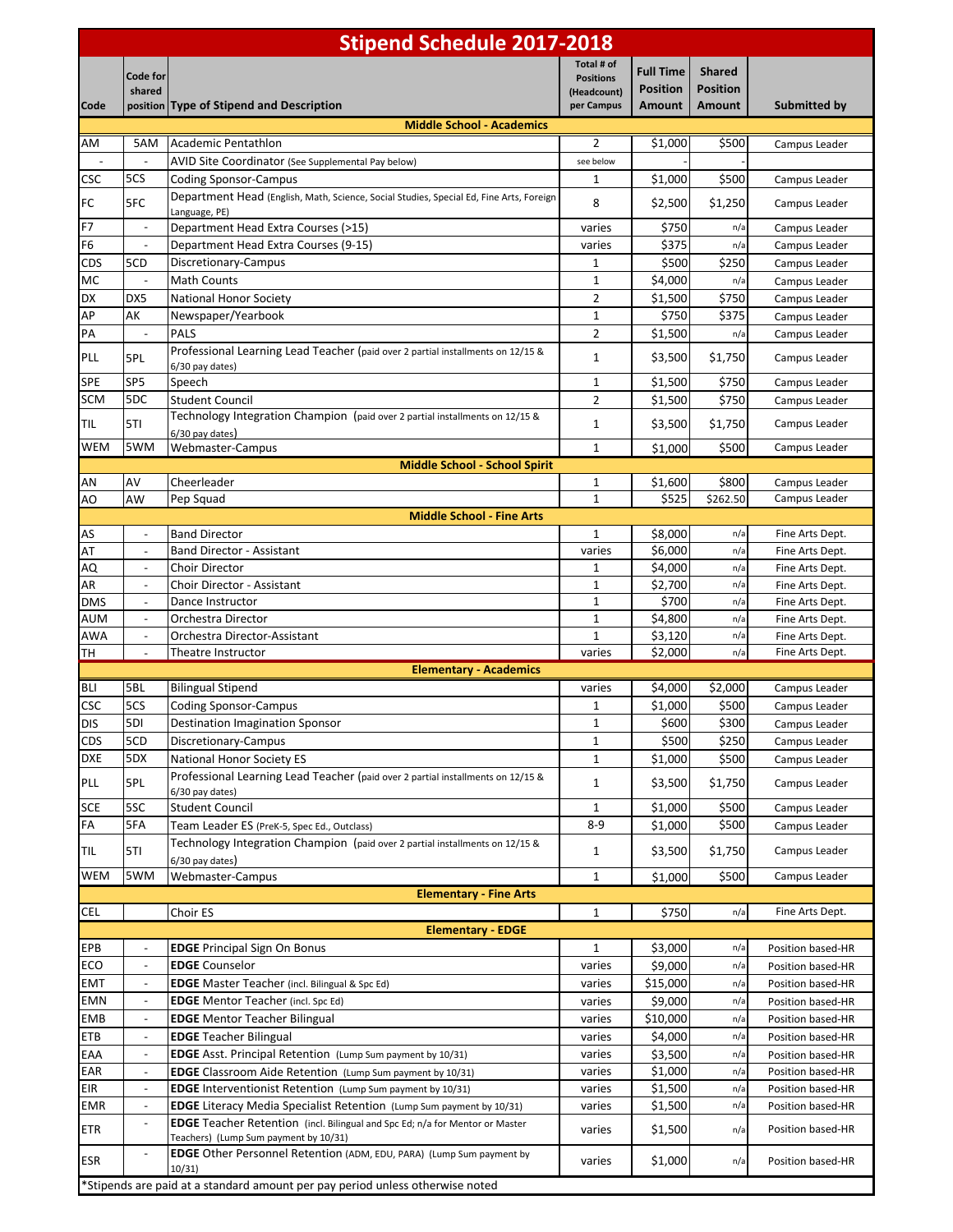# Stipend Schedule 2017-2018

| Code | Code for shared position | Type of Stipend and Description | Total # of Positions (Headcount) per Campus | Full Time Position Amount | Shared Position Amount | Submitted by |
|---|---|---|---|---|---|---|
| **Middle School - Academics** | | | | | | |
| AM | 5AM | Academic Pentathlon | 2 | $1,000 | $500 | Campus Leader |
| - | - | AVID Site Coordinator (See Supplemental Pay below) | see below | - | - | |
| CSC | 5CS | Coding Sponsor-Campus | 1 | $1,000 | $500 | Campus Leader |
| FC | 5FC | Department Head (English, Math, Science, Social Studies, Special Ed, Fine Arts, Foreign Language, PE) | 8 | $2,500 | $1,250 | Campus Leader |
| F7 | - | Department Head Extra Courses (>15) | varies | $750 | n/a | Campus Leader |
| F6 | - | Department Head Extra Courses (9-15) | varies | $375 | n/a | Campus Leader |
| CDS | 5CD | Discretionary-Campus | 1 | $500 | $250 | Campus Leader |
| MC | - | Math Counts | 1 | $4,000 | n/a | Campus Leader |
| DX | DX5 | National Honor Society | 2 | $1,500 | $750 | Campus Leader |
| AP | AK | Newspaper/Yearbook | 1 | $750 | $375 | Campus Leader |
| PA | - | PALS | 2 | $1,500 | n/a | Campus Leader |
| PLL | 5PL | Professional Learning Lead Teacher (paid over 2 partial installments on 12/15 & 6/30 pay dates) | 1 | $3,500 | $1,750 | Campus Leader |
| SPE | SP5 | Speech | 1 | $1,500 | $750 | Campus Leader |
| SCM | 5DC | Student Council | 2 | $1,500 | $750 | Campus Leader |
| TIL | 5TI | Technology Integration Champion (paid over 2 partial installments on 12/15 & 6/30 pay dates) | 1 | $3,500 | $1,750 | Campus Leader |
| WEM | 5WM | Webmaster-Campus | 1 | $1,000 | $500 | Campus Leader |
| **Middle School - School Spirit** | | | | | | |
| AN | AV | Cheerleader | 1 | $1,600 | $800 | Campus Leader |
| AO | AW | Pep Squad | 1 | $525 | $262.50 | Campus Leader |
| **Middle School - Fine Arts** | | | | | | |
| AS | - | Band Director | 1 | $8,000 | n/a | Fine Arts Dept. |
| AT | - | Band Director - Assistant | varies | $6,000 | n/a | Fine Arts Dept. |
| AQ | - | Choir Director | 1 | $4,000 | n/a | Fine Arts Dept. |
| AR | - | Choir Director - Assistant | 1 | $2,700 | n/a | Fine Arts Dept. |
| DMS | - | Dance Instructor | 1 | $700 | n/a | Fine Arts Dept. |
| AUM | - | Orchestra Director | 1 | $4,800 | n/a | Fine Arts Dept. |
| AWA | - | Orchestra Director-Assistant | 1 | $3,120 | n/a | Fine Arts Dept. |
| TH | - | Theatre Instructor | varies | $2,000 | n/a | Fine Arts Dept. |
| **Elementary - Academics** | | | | | | |
| BLI | 5BL | Bilingual Stipend | varies | $4,000 | $2,000 | Campus Leader |
| CSC | 5CS | Coding Sponsor-Campus | 1 | $1,000 | $500 | Campus Leader |
| DIS | 5DI | Destination Imagination Sponsor | 1 | $600 | $300 | Campus Leader |
| CDS | 5CD | Discretionary-Campus | 1 | $500 | $250 | Campus Leader |
| DXE | 5DX | National Honor Society ES | 1 | $1,000 | $500 | Campus Leader |
| PLL | 5PL | Professional Learning Lead Teacher (paid over 2 partial installments on 12/15 & 6/30 pay dates) | 1 | $3,500 | $1,750 | Campus Leader |
| SCE | 5SC | Student Council | 1 | $1,000 | $500 | Campus Leader |
| FA | 5FA | Team Leader ES (PreK-5, Spec Ed., Outclass) | 8-9 | $1,000 | $500 | Campus Leader |
| TIL | 5TI | Technology Integration Champion (paid over 2 partial installments on 12/15 & 6/30 pay dates) | 1 | $3,500 | $1,750 | Campus Leader |
| WEM | 5WM | Webmaster-Campus | 1 | $1,000 | $500 | Campus Leader |
| **Elementary - Fine Arts** | | | | | | |
| CEL | | Choir ES | 1 | $750 | n/a | Fine Arts Dept. |
| **Elementary - EDGE** | | | | | | |
| EPB | - | **EDGE** Principal Sign On Bonus | 1 | $3,000 | n/a | Position based-HR |
| ECO | - | **EDGE** Counselor | varies | $9,000 | n/a | Position based-HR |
| EMT | - | **EDGE** Master Teacher (incl. Bilingual & Spc Ed) | varies | $15,000 | n/a | Position based-HR |
| EMN | - | **EDGE** Mentor Teacher (incl. Spc Ed) | varies | $9,000 | n/a | Position based-HR |
| EMB | - | **EDGE** Mentor Teacher Bilingual | varies | $10,000 | n/a | Position based-HR |
| ETB | - | **EDGE** Teacher Bilingual | varies | $4,000 | n/a | Position based-HR |
| EAA | - | **EDGE** Asst. Principal Retention (Lump Sum payment by 10/31) | varies | $3,500 | n/a | Position based-HR |
| EAR | - | **EDGE** Classroom Aide Retention (Lump Sum payment by 10/31) | varies | $1,000 | n/a | Position based-HR |
| EIR | - | **EDGE** Interventionist Retention (Lump Sum payment by 10/31) | varies | $1,500 | n/a | Position based-HR |
| EMR | - | **EDGE** Literacy Media Specialist Retention (Lump Sum payment by 10/31) | varies | $1,500 | n/a | Position based-HR |
| ETR | - | **EDGE** Teacher Retention (incl. Bilingual and Spc Ed; n/a for Mentor or Master Teachers) (Lump Sum payment by 10/31) | varies | $1,500 | n/a | Position based-HR |
| ESR | - | **EDGE** Other Personnel Retention (ADM, EDU, PARA) (Lump Sum payment by 10/31) | varies | $1,000 | n/a | Position based-HR |

*Stipends are paid at a standard amount per pay period unless otherwise noted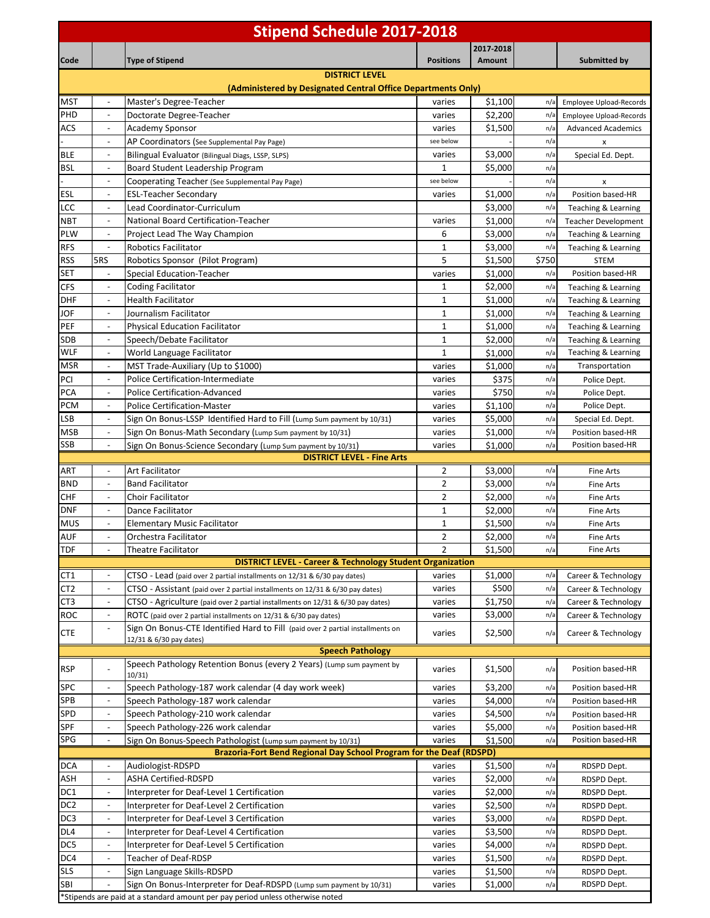# Stipend Schedule 2017-2018

| Code | | Type of Stipend | Positions | 2017-2018 Amount | | Submitted by |
|---|---|---|---|---|---|---|
| **DISTRICT LEVEL (Administered by Designated Central Office Departments Only)** | | | | | | |
| MST | - | Master's Degree-Teacher | varies | $1,100 | n/a | Employee Upload-Records |
| PHD | - | Doctorate Degree-Teacher | varies | $2,200 | n/a | Employee Upload-Records |
| ACS | - | Academy Sponsor | varies | $1,500 | n/a | Advanced Academics |
| - | - | AP Coordinators (See Supplemental Pay Page) | see below | - | n/a | x |
| BLE | - | Bilingual Evaluator (Bilingual Diags, LSSP, SLPS) | varies | $3,000 | n/a | Special Ed. Dept. |
| BSL | - | Board Student Leadership Program | 1 | $5,000 | n/a | |
| - | - | Cooperating Teacher (See Supplemental Pay Page) | see below | - | n/a | x |
| ESL | - | ESL-Teacher Secondary | varies | $1,000 | n/a | Position based-HR |
| LCC | - | Lead Coordinator-Curriculum | | $3,000 | n/a | Teaching & Learning |
| NBT | - | National Board Certification-Teacher | varies | $1,000 | n/a | Teacher Development |
| PLW | - | Project Lead The Way Champion | 6 | $3,000 | n/a | Teaching & Learning |
| RFS | - | Robotics Facilitator | 1 | $3,000 | n/a | Teaching & Learning |
| RSS | 5RS | Robotics Sponsor (Pilot Program) | 5 | $1,500 | $750 | STEM |
| SET | - | Special Education-Teacher | varies | $1,000 | n/a | Position based-HR |
| CFS | - | Coding Facilitator | 1 | $2,000 | n/a | Teaching & Learning |
| DHF | - | Health Facilitator | 1 | $1,000 | n/a | Teaching & Learning |
| JOF | - | Journalism Facilitator | 1 | $1,000 | n/a | Teaching & Learning |
| PEF | - | Physical Education Facilitator | 1 | $1,000 | n/a | Teaching & Learning |
| SDB | - | Speech/Debate Facilitator | 1 | $2,000 | n/a | Teaching & Learning |
| WLF | - | World Language Facilitator | 1 | $1,000 | n/a | Teaching & Learning |
| MSR | - | MST Trade-Auxiliary (Up to $1000) | varies | $1,000 | n/a | Transportation |
| PCI | - | Police Certification-Intermediate | varies | $375 | n/a | Police Dept. |
| PCA | - | Police Certification-Advanced | varies | $750 | n/a | Police Dept. |
| PCM | - | Police Certification-Master | varies | $1,100 | n/a | Police Dept. |
| LSB | - | Sign On Bonus-LSSP Identified Hard to Fill (Lump Sum payment by 10/31) | varies | $5,000 | n/a | Special Ed. Dept. |
| MSB | - | Sign On Bonus-Math Secondary (Lump Sum payment by 10/31) | varies | $1,000 | n/a | Position based-HR |
| SSB | - | Sign On Bonus-Science Secondary (Lump Sum payment by 10/31) | varies | $1,000 | n/a | Position based-HR |
| **DISTRICT LEVEL - Fine Arts** | | | | | | |
| ART | - | Art Facilitator | 2 | $3,000 | n/a | Fine Arts |
| BND | - | Band Facilitator | 2 | $3,000 | n/a | Fine Arts |
| CHF | - | Choir Facilitator | 2 | $2,000 | n/a | Fine Arts |
| DNF | - | Dance Facilitator | 1 | $2,000 | n/a | Fine Arts |
| MUS | - | Elementary Music Facilitator | 1 | $1,500 | n/a | Fine Arts |
| AUF | - | Orchestra Facilitator | 2 | $2,000 | n/a | Fine Arts |
| TDF | - | Theatre Facilitator | 2 | $1,500 | n/a | Fine Arts |
| **DISTRICT LEVEL - Career & Technology Student Organization** | | | | | | |
| CT1 | - | CTSO - Lead (paid over 2 partial installments on 12/31 & 6/30 pay dates) | varies | $1,000 | n/a | Career & Technology |
| CT2 | - | CTSO - Assistant (paid over 2 partial installments on 12/31 & 6/30 pay dates) | varies | $500 | n/a | Career & Technology |
| CT3 | - | CTSO - Agriculture (paid over 2 partial installments on 12/31 & 6/30 pay dates) | varies | $1,750 | n/a | Career & Technology |
| ROC | - | ROTC (paid over 2 partial installments on 12/31 & 6/30 pay dates) | varies | $3,000 | n/a | Career & Technology |
| CTE | - | Sign On Bonus-CTE Identified Hard to Fill (paid over 2 partial installments on 12/31 & 6/30 pay dates) | varies | $2,500 | n/a | Career & Technology |
| **Speech Pathology** | | | | | | |
| RSP | - | Speech Pathology Retention Bonus (every 2 Years) (Lump sum payment by 10/31) | varies | $1,500 | n/a | Position based-HR |
| SPC | - | Speech Pathology-187 work calendar (4 day work week) | varies | $3,200 | n/a | Position based-HR |
| SPB | - | Speech Pathology-187 work calendar | varies | $4,000 | n/a | Position based-HR |
| SPD | - | Speech Pathology-210 work calendar | varies | $4,500 | n/a | Position based-HR |
| SPF | - | Speech Pathology-226 work calendar | varies | $5,000 | n/a | Position based-HR |
| SPG | - | Sign On Bonus-Speech Pathologist (Lump sum payment by 10/31) | varies | $1,500 | n/a | Position based-HR |
| **Brazoria-Fort Bend Regional Day School Program for the Deaf (RDSPD)** | | | | | | |
| DCA | - | Audiologist-RDSPD | varies | $1,500 | n/a | RDSPD Dept. |
| ASH | - | ASHA Certified-RDSPD | varies | $2,000 | n/a | RDSPD Dept. |
| DC1 | - | Interpreter for Deaf-Level 1 Certification | varies | $2,000 | n/a | RDSPD Dept. |
| DC2 | - | Interpreter for Deaf-Level 2 Certification | varies | $2,500 | n/a | RDSPD Dept. |
| DC3 | - | Interpreter for Deaf-Level 3 Certification | varies | $3,000 | n/a | RDSPD Dept. |
| DL4 | - | Interpreter for Deaf-Level 4 Certification | varies | $3,500 | n/a | RDSPD Dept. |
| DC5 | - | Interpreter for Deaf-Level 5 Certification | varies | $4,000 | n/a | RDSPD Dept. |
| DC4 | - | Teacher of Deaf-RDSP | varies | $1,500 | n/a | RDSPD Dept. |
| SLS | - | Sign Language Skills-RDSPD | varies | $1,500 | n/a | RDSPD Dept. |
| SBI | - | Sign On Bonus-Interpreter for Deaf-RDSPD (Lump sum payment by 10/31) | varies | $1,000 | n/a | RDSPD Dept. |

*Stipends are paid at a standard amount per pay period unless otherwise noted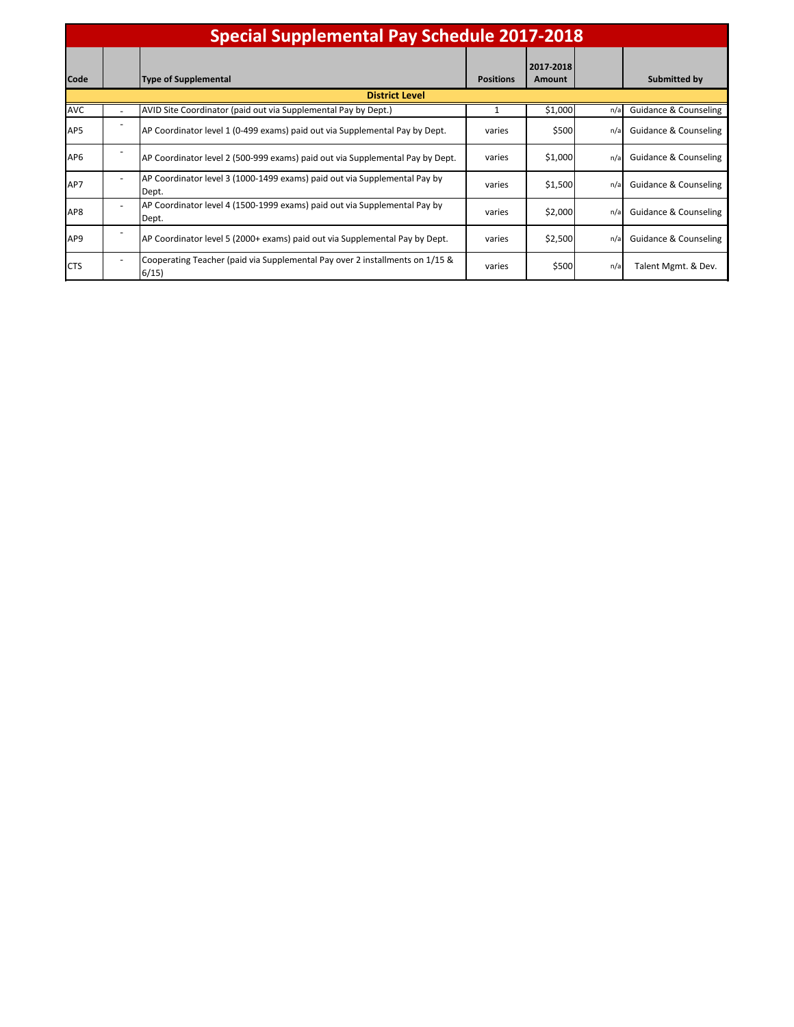# Special Supplemental Pay Schedule 2017-2018

| Code | | Type of Supplemental | Positions | 2017-2018 Amount | | Submitted by |
|---|---|---|---|---|---|---|
| **District Level** | | | | | | |
| AVC | - | AVID Site Coordinator (paid out via Supplemental Pay by Dept.) | 1 | $1,000 | n/a | Guidance & Counseling |
| AP5 | - | AP Coordinator level 1 (0-499 exams) paid out via Supplemental Pay by Dept. | varies | $500 | n/a | Guidance & Counseling |
| AP6 | - | AP Coordinator level 2 (500-999 exams) paid out via Supplemental Pay by Dept. | varies | $1,000 | n/a | Guidance & Counseling |
| AP7 | - | AP Coordinator level 3 (1000-1499 exams) paid out via Supplemental Pay by Dept. | varies | $1,500 | n/a | Guidance & Counseling |
| AP8 | - | AP Coordinator level 4 (1500-1999 exams) paid out via Supplemental Pay by Dept. | varies | $2,000 | n/a | Guidance & Counseling |
| AP9 | - | AP Coordinator level 5 (2000+ exams) paid out via Supplemental Pay by Dept. | varies | $2,500 | n/a | Guidance & Counseling |
| CTS | - | Cooperating Teacher (paid via Supplemental Pay over 2 installments on 1/15 & 6/15) | varies | $500 | n/a | Talent Mgmt. & Dev. |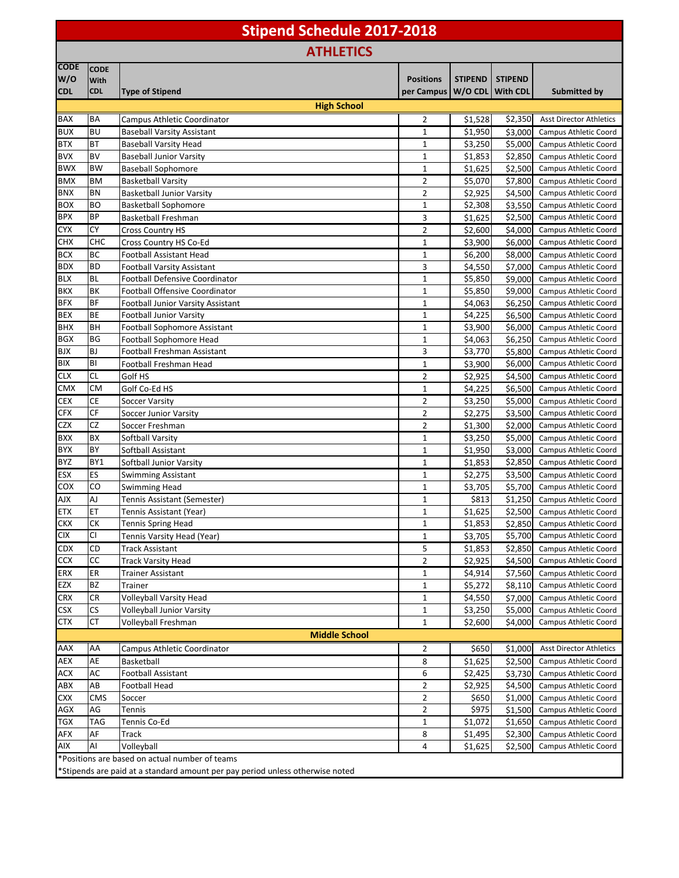# Stipend Schedule 2017-2018

## ATHLETICS

| CODE W/O CDL | CODE With CDL | Type of Stipend | Positions per Campus | STIPEND W/O CDL | STIPEND With CDL | Submitted by |
|---|---|---|---|---|---|---|
| | | **High School** | | | | |
| BAX | BA | Campus Athletic Coordinator | 2 | $1,528 | $2,350 | Asst Director Athletics |
| BUX | BU | Baseball Varsity Assistant | 1 | $1,950 | $3,000 | Campus Athletic Coord |
| BTX | BT | Baseball Varsity Head | 1 | $3,250 | $5,000 | Campus Athletic Coord |
| BVX | BV | Baseball Junior Varsity | 1 | $1,853 | $2,850 | Campus Athletic Coord |
| BWX | BW | Baseball Sophomore | 1 | $1,625 | $2,500 | Campus Athletic Coord |
| BMX | BM | Basketball Varsity | 2 | $5,070 | $7,800 | Campus Athletic Coord |
| BNX | BN | Basketball Junior Varsity | 2 | $2,925 | $4,500 | Campus Athletic Coord |
| BOX | BO | Basketball Sophomore | 1 | $2,308 | $3,550 | Campus Athletic Coord |
| BPX | BP | Basketball Freshman | 3 | $1,625 | $2,500 | Campus Athletic Coord |
| CYX | CY | Cross Country HS | 2 | $2,600 | $4,000 | Campus Athletic Coord |
| CHX | CHC | Cross Country HS Co-Ed | 1 | $3,900 | $6,000 | Campus Athletic Coord |
| BCX | BC | Football Assistant Head | 1 | $6,200 | $8,000 | Campus Athletic Coord |
| BDX | BD | Football Varsity Assistant | 3 | $4,550 | $7,000 | Campus Athletic Coord |
| BLX | BL | Football Defensive Coordinator | 1 | $5,850 | $9,000 | Campus Athletic Coord |
| BKX | BK | Football Offensive Coordinator | 1 | $5,850 | $9,000 | Campus Athletic Coord |
| BFX | BF | Football Junior Varsity Assistant | 1 | $4,063 | $6,250 | Campus Athletic Coord |
| BEX | BE | Football Junior Varsity | 1 | $4,225 | $6,500 | Campus Athletic Coord |
| BHX | BH | Football Sophomore Assistant | 1 | $3,900 | $6,000 | Campus Athletic Coord |
| BGX | BG | Football Sophomore Head | 1 | $4,063 | $6,250 | Campus Athletic Coord |
| BJX | BJ | Football Freshman Assistant | 3 | $3,770 | $5,800 | Campus Athletic Coord |
| BIX | BI | Football Freshman Head | 1 | $3,900 | $6,000 | Campus Athletic Coord |
| CLX | CL | Golf HS | 2 | $2,925 | $4,500 | Campus Athletic Coord |
| CMX | CM | Golf Co-Ed HS | 1 | $4,225 | $6,500 | Campus Athletic Coord |
| CEX | CE | Soccer Varsity | 2 | $3,250 | $5,000 | Campus Athletic Coord |
| CFX | CF | Soccer Junior Varsity | 2 | $2,275 | $3,500 | Campus Athletic Coord |
| CZX | CZ | Soccer Freshman | 2 | $1,300 | $2,000 | Campus Athletic Coord |
| BXX | BX | Softball Varsity | 1 | $3,250 | $5,000 | Campus Athletic Coord |
| BYX | BY | Softball Assistant | 1 | $1,950 | $3,000 | Campus Athletic Coord |
| BYZ | BY1 | Softball Junior Varsity | 1 | $1,853 | $2,850 | Campus Athletic Coord |
| ESX | ES | Swimming Assistant | 1 | $2,275 | $3,500 | Campus Athletic Coord |
| COX | CO | Swimming Head | 1 | $3,705 | $5,700 | Campus Athletic Coord |
| AJX | AJ | Tennis Assistant (Semester) | 1 | $813 | $1,250 | Campus Athletic Coord |
| ETX | ET | Tennis Assistant (Year) | 1 | $1,625 | $2,500 | Campus Athletic Coord |
| CKX | CK | Tennis Spring Head | 1 | $1,853 | $2,850 | Campus Athletic Coord |
| CIX | CI | Tennis Varsity Head (Year) | 1 | $3,705 | $5,700 | Campus Athletic Coord |
| CDX | CD | Track Assistant | 5 | $1,853 | $2,850 | Campus Athletic Coord |
| CCX | CC | Track Varsity Head | 2 | $2,925 | $4,500 | Campus Athletic Coord |
| ERX | ER | Trainer Assistant | 1 | $4,914 | $7,560 | Campus Athletic Coord |
| EZX | BZ | Trainer | 1 | $5,272 | $8,110 | Campus Athletic Coord |
| CRX | CR | Volleyball Varsity Head | 1 | $4,550 | $7,000 | Campus Athletic Coord |
| CSX | CS | Volleyball Junior Varsity | 1 | $3,250 | $5,000 | Campus Athletic Coord |
| CTX | CT | Volleyball Freshman | 1 | $2,600 | $4,000 | Campus Athletic Coord |
| | | **Middle School** | | | | |
| AAX | AA | Campus Athletic Coordinator | 2 | $650 | $1,000 | Asst Director Athletics |
| AEX | AE | Basketball | 8 | $1,625 | $2,500 | Campus Athletic Coord |
| ACX | AC | Football Assistant | 6 | $2,425 | $3,730 | Campus Athletic Coord |
| ABX | AB | Football Head | 2 | $2,925 | $4,500 | Campus Athletic Coord |
| CXX | CMS | Soccer | 2 | $650 | $1,000 | Campus Athletic Coord |
| AGX | AG | Tennis | 2 | $975 | $1,500 | Campus Athletic Coord |
| TGX | TAG | Tennis Co-Ed | 1 | $1,072 | $1,650 | Campus Athletic Coord |
| AFX | AF | Track | 8 | $1,495 | $2,300 | Campus Athletic Coord |
| AIX | AI | Volleyball | 4 | $1,625 | $2,500 | Campus Athletic Coord |

*Positions are based on actual number of teams

*Stipends are paid at a standard amount per pay period unless otherwise noted